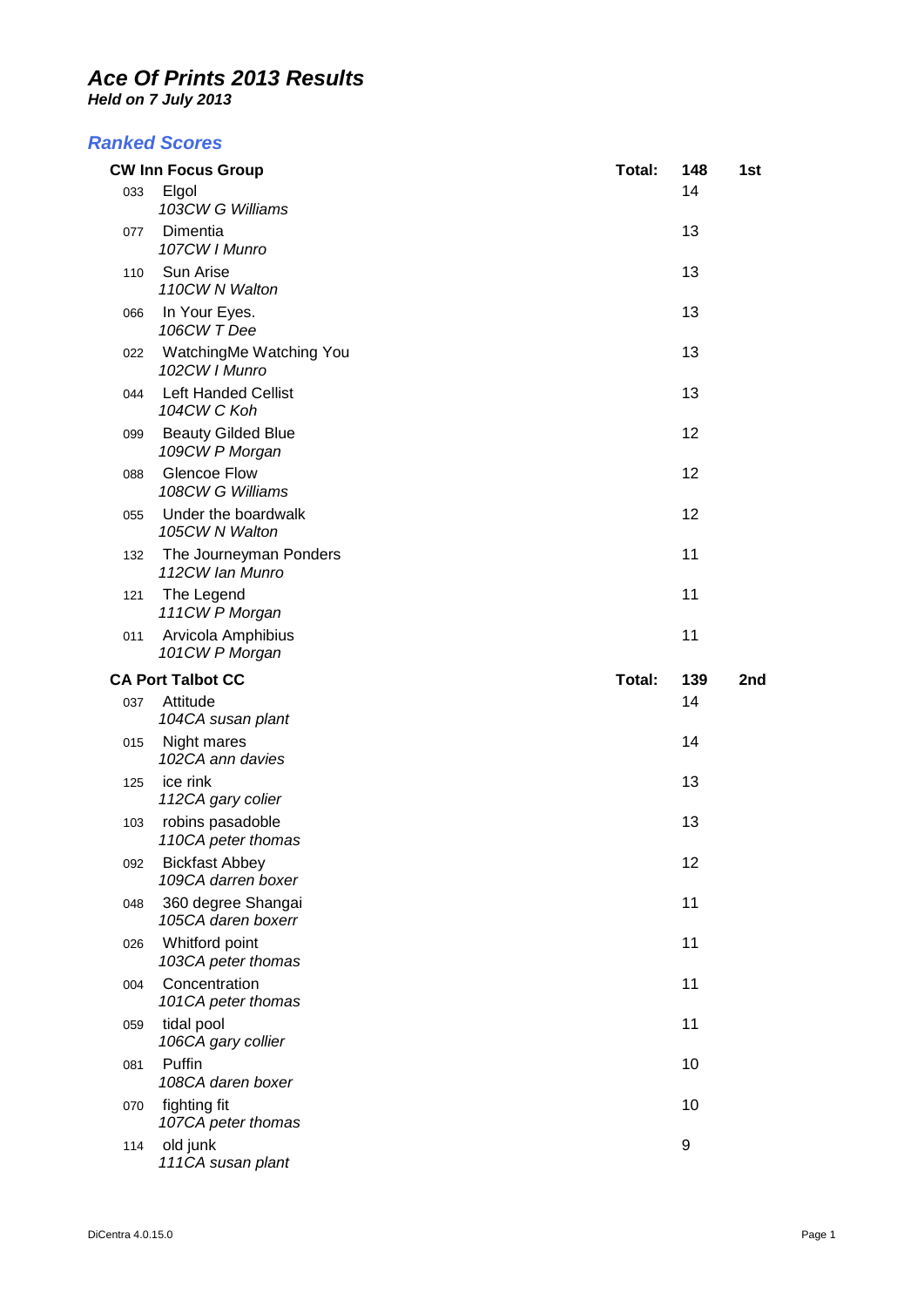# *Ace Of Prints 2013 Results*

***Held on 7 July 2013***

## *Ranked Scores*

| | **CW Inn Focus Group** | **Total:** | **148** | **1st** |
|---|---|---|---|---|
| 033 | Elgol<br>*103CW G Williams* | | 14 | |
| 077 | Dimentia<br>*107CW I Munro* | | 13 | |
| 110 | Sun Arise<br>*110CW N Walton* | | 13 | |
| 066 | In Your Eyes.<br>*106CW T Dee* | | 13 | |
| 022 | WatchingMe Watching You<br>*102CW I Munro* | | 13 | |
| 044 | Left Handed Cellist<br>*104CW C Koh* | | 13 | |
| 099 | Beauty Gilded Blue<br>*109CW P Morgan* | | 12 | |
| 088 | Glencoe Flow<br>*108CW G Williams* | | 12 | |
| 055 | Under the boardwalk<br>*105CW N Walton* | | 12 | |
| 132 | The Journeyman Ponders<br>*112CW Ian Munro* | | 11 | |
| 121 | The Legend<br>*111CW P Morgan* | | 11 | |
| 011 | Arvicola Amphibius<br>*101CW P Morgan* | | 11 | |

| | **CA Port Talbot CC** | **Total:** | **139** | **2nd** |
|---|---|---|---|---|
| 037 | Attitude<br>*104CA susan plant* | | 14 | |
| 015 | Night mares<br>*102CA ann davies* | | 14 | |
| 125 | ice rink<br>*112CA gary colier* | | 13 | |
| 103 | robins pasadoble<br>*110CA peter thomas* | | 13 | |
| 092 | Bickfast Abbey<br>*109CA darren boxer* | | 12 | |
| 048 | 360 degree Shangai<br>*105CA daren boxerr* | | 11 | |
| 026 | Whitford point<br>*103CA peter thomas* | | 11 | |
| 004 | Concentration<br>*101CA peter thomas* | | 11 | |
| 059 | tidal pool<br>*106CA gary collier* | | 11 | |
| 081 | Puffin<br>*108CA daren boxer* | | 10 | |
| 070 | fighting fit<br>*107CA peter thomas* | | 10 | |
| 114 | old junk<br>*111CA susan plant* | | 9 | |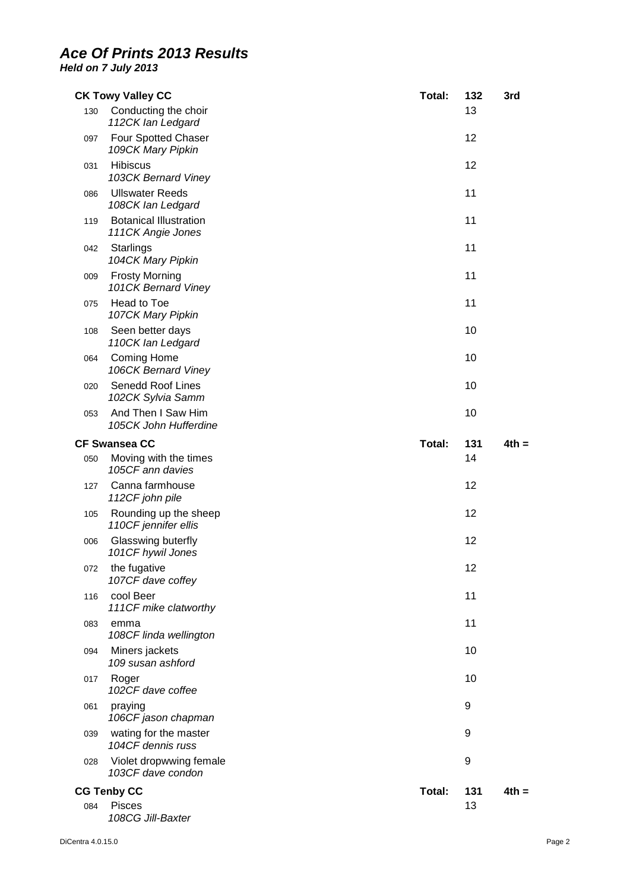# Ace Of Prints 2013 Results

***Held on 7 July 2013***

| | CK Towy Valley CC | Total: | 132 | 3rd |
|---|---|---|---|---|
| 130 | Conducting the choir<br>*112CK Ian Ledgard* | | 13 | |
| 097 | Four Spotted Chaser<br>*109CK Mary Pipkin* | | 12 | |
| 031 | Hibiscus<br>*103CK Bernard Viney* | | 12 | |
| 086 | Ullswater Reeds<br>*108CK Ian Ledgard* | | 11 | |
| 119 | Botanical Illustration<br>*111CK Angie Jones* | | 11 | |
| 042 | Starlings<br>*104CK Mary Pipkin* | | 11 | |
| 009 | Frosty Morning<br>*101CK Bernard Viney* | | 11 | |
| 075 | Head to Toe<br>*107CK Mary Pipkin* | | 11 | |
| 108 | Seen better days<br>*110CK Ian Ledgard* | | 10 | |
| 064 | Coming Home<br>*106CK Bernard Viney* | | 10 | |
| 020 | Senedd Roof Lines<br>*102CK Sylvia Samm* | | 10 | |
| 053 | And Then I Saw Him<br>*105CK John Hufferdine* | | 10 | |
| | **CF Swansea CC** | **Total:** | **131** | **4th =** |
| 050 | Moving with the times<br>*105CF ann davies* | | 14 | |
| 127 | Canna farmhouse<br>*112CF john pile* | | 12 | |
| 105 | Rounding up the sheep<br>*110CF jennifer ellis* | | 12 | |
| 006 | Glasswing buterfly<br>*101CF hywil Jones* | | 12 | |
| 072 | the fugative<br>*107CF dave coffey* | | 12 | |
| 116 | cool Beer<br>*111CF mike clatworthy* | | 11 | |
| 083 | emma<br>*108CF linda wellington* | | 11 | |
| 094 | Miners jackets<br>*109 susan ashford* | | 10 | |
| 017 | Roger<br>*102CF dave coffee* | | 10 | |
| 061 | praying<br>*106CF jason chapman* | | 9 | |
| 039 | wating for the master<br>*104CF dennis russ* | | 9 | |
| 028 | Violet dropwwing female<br>*103CF dave condon* | | 9 | |
| | **CG Tenby CC** | **Total:** | **131** | **4th =** |
| 084 | Pisces<br>*108CG Jill-Baxter* | | 13 | |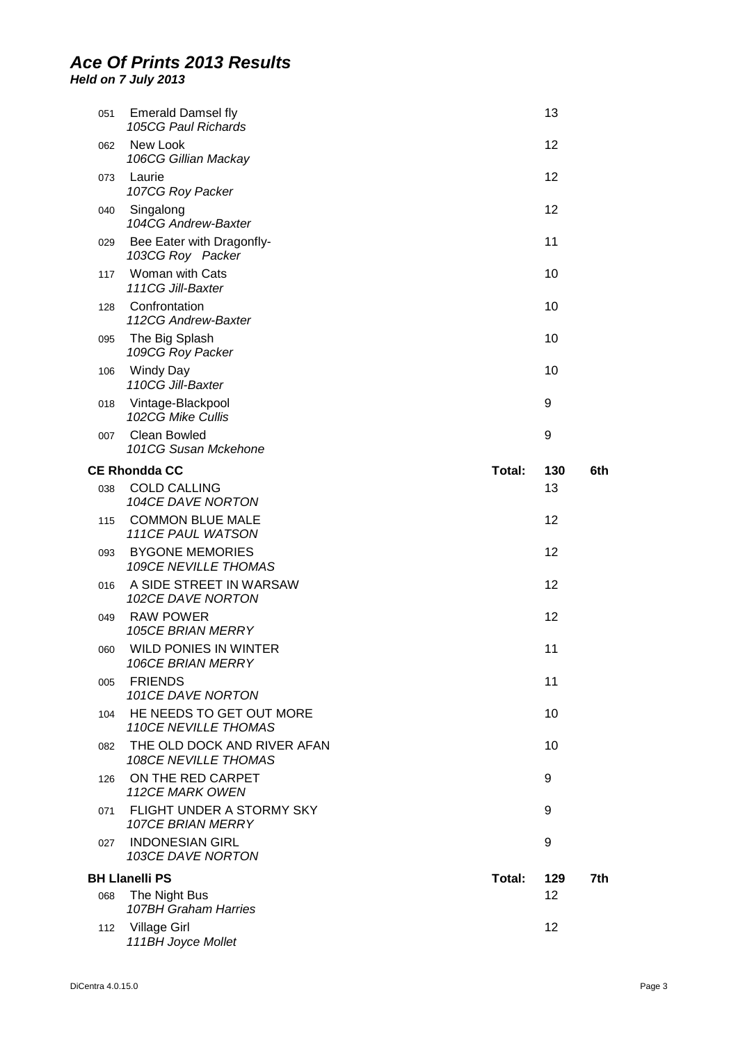# Ace Of Prints 2013 Results

***Held on 7 July 2013***

| No. | Title / Entrant | | Score | |
|---|---|---|---|---|
| 051 | Emerald Damsel fly<br>*105CG Paul Richards* | | 13 | |
| 062 | New Look<br>*106CG Gillian Mackay* | | 12 | |
| 073 | Laurie<br>*107CG Roy Packer* | | 12 | |
| 040 | Singalong<br>*104CG Andrew-Baxter* | | 12 | |
| 029 | Bee Eater with Dragonfly-<br>*103CG Roy Packer* | | 11 | |
| 117 | Woman with Cats<br>*111CG Jill-Baxter* | | 10 | |
| 128 | Confrontation<br>*112CG Andrew-Baxter* | | 10 | |
| 095 | The Big Splash<br>*109CG Roy Packer* | | 10 | |
| 106 | Windy Day<br>*110CG Jill-Baxter* | | 10 | |
| 018 | Vintage-Blackpool<br>*102CG Mike Cullis* | | 9 | |
| 007 | Clean Bowled<br>*101CG Susan Mckehone* | | 9 | |
| **CE Rhondda CC** | | **Total:** | **130** | **6th** |
| 038 | COLD CALLING<br>*104CE DAVE NORTON* | | 13 | |
| 115 | COMMON BLUE MALE<br>*111CE PAUL WATSON* | | 12 | |
| 093 | BYGONE MEMORIES<br>*109CE NEVILLE THOMAS* | | 12 | |
| 016 | A SIDE STREET IN WARSAW<br>*102CE DAVE NORTON* | | 12 | |
| 049 | RAW POWER<br>*105CE BRIAN MERRY* | | 12 | |
| 060 | WILD PONIES IN WINTER<br>*106CE BRIAN MERRY* | | 11 | |
| 005 | FRIENDS<br>*101CE DAVE NORTON* | | 11 | |
| 104 | HE NEEDS TO GET OUT MORE<br>*110CE NEVILLE THOMAS* | | 10 | |
| 082 | THE OLD DOCK AND RIVER AFAN<br>*108CE NEVILLE THOMAS* | | 10 | |
| 126 | ON THE RED CARPET<br>*112CE MARK OWEN* | | 9 | |
| 071 | FLIGHT UNDER A STORMY SKY<br>*107CE BRIAN MERRY* | | 9 | |
| 027 | INDONESIAN GIRL<br>*103CE DAVE NORTON* | | 9 | |
| **BH Llanelli PS** | | **Total:** | **129** | **7th** |
| 068 | The Night Bus<br>*107BH Graham Harries* | | 12 | |
| 112 | Village Girl<br>*111BH Joyce Mollet* | | 12 | |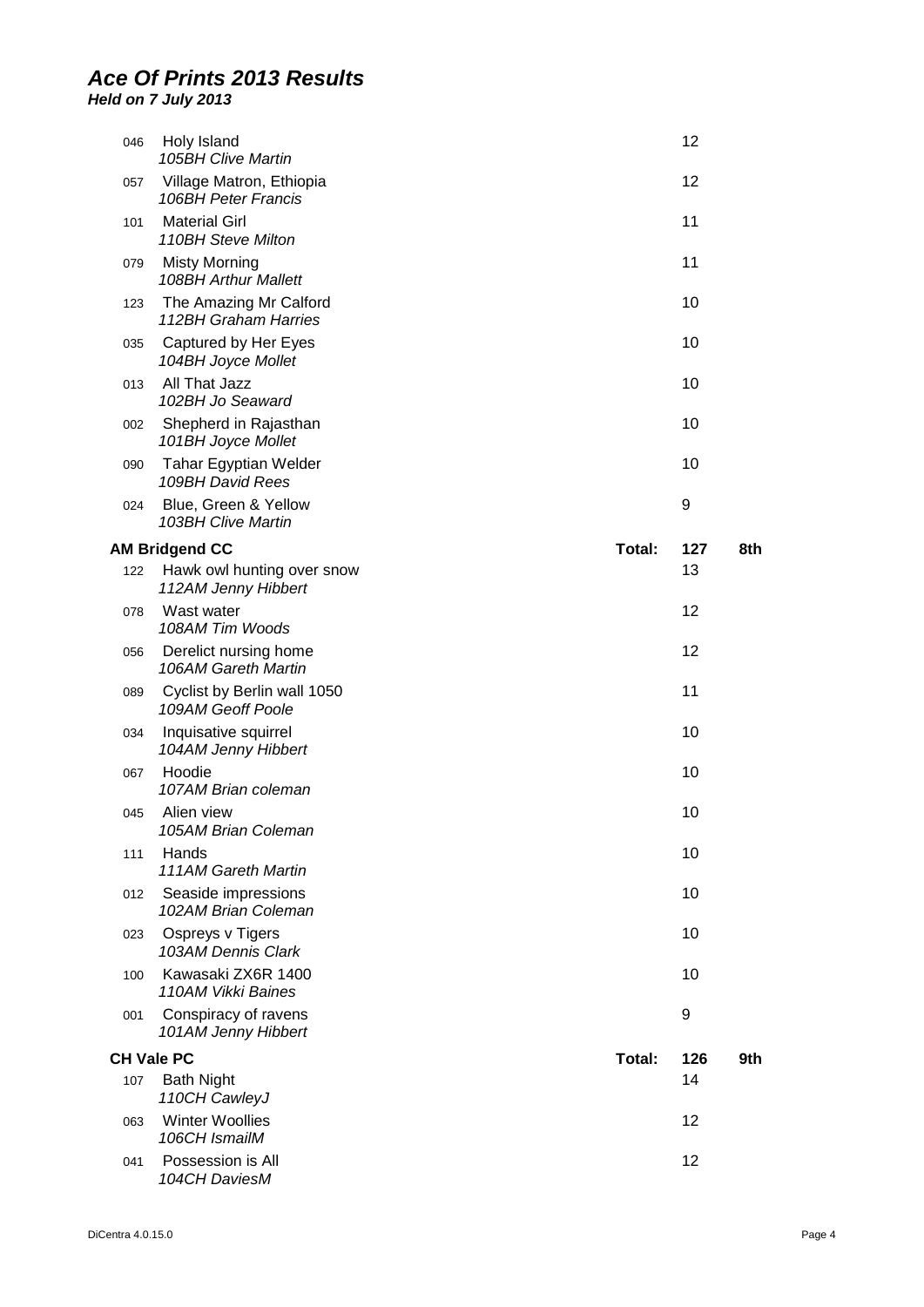# Ace Of Prints 2013 Results

***Held on 7 July 2013***

| No. | Title / Entrant | | Score | Place |
|---|---|---|---|---|
| 046 | Holy Island<br>*105BH Clive Martin* | | 12 | |
| 057 | Village Matron, Ethiopia<br>*106BH Peter Francis* | | 12 | |
| 101 | Material Girl<br>*110BH Steve Milton* | | 11 | |
| 079 | Misty Morning<br>*108BH Arthur Mallett* | | 11 | |
| 123 | The Amazing Mr Calford<br>*112BH Graham Harries* | | 10 | |
| 035 | Captured by Her Eyes<br>*104BH Joyce Mollet* | | 10 | |
| 013 | All That Jazz<br>*102BH Jo Seaward* | | 10 | |
| 002 | Shepherd in Rajasthan<br>*101BH Joyce Mollet* | | 10 | |
| 090 | Tahar Egyptian Welder<br>*109BH David Rees* | | 10 | |
| 024 | Blue, Green & Yellow<br>*103BH Clive Martin* | | 9 | |
| **AM Bridgend CC** | | **Total:** | **127** | **8th** |
| 122 | Hawk owl hunting over snow<br>*112AM Jenny Hibbert* | | 13 | |
| 078 | Wast water<br>*108AM Tim Woods* | | 12 | |
| 056 | Derelict nursing home<br>*106AM Gareth Martin* | | 12 | |
| 089 | Cyclist by Berlin wall 1050<br>*109AM Geoff Poole* | | 11 | |
| 034 | Inquisative squirrel<br>*104AM Jenny Hibbert* | | 10 | |
| 067 | Hoodie<br>*107AM Brian coleman* | | 10 | |
| 045 | Alien view<br>*105AM Brian Coleman* | | 10 | |
| 111 | Hands<br>*111AM Gareth Martin* | | 10 | |
| 012 | Seaside impressions<br>*102AM Brian Coleman* | | 10 | |
| 023 | Ospreys v Tigers<br>*103AM Dennis Clark* | | 10 | |
| 100 | Kawasaki ZX6R 1400<br>*110AM Vikki Baines* | | 10 | |
| 001 | Conspiracy of ravens<br>*101AM Jenny Hibbert* | | 9 | |
| **CH Vale PC** | | **Total:** | **126** | **9th** |
| 107 | Bath Night<br>*110CH CawleyJ* | | 14 | |
| 063 | Winter Woollies<br>*106CH IsmailM* | | 12 | |
| 041 | Possession is All<br>*104CH DaviesM* | | 12 | |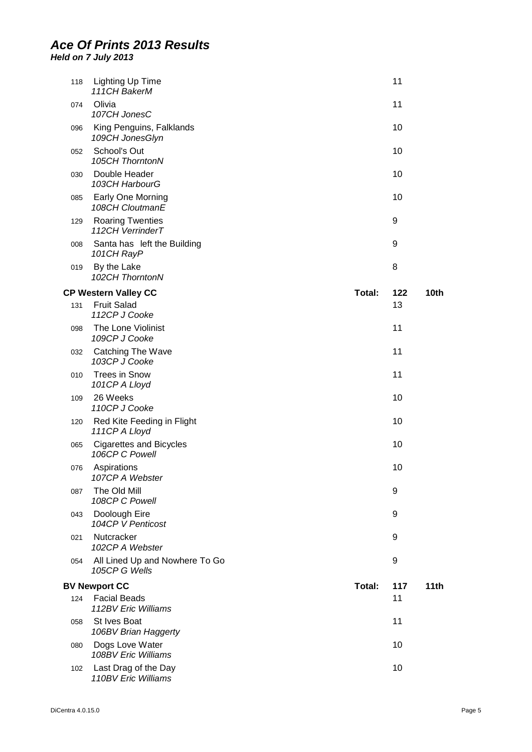# Ace Of Prints 2013 Results

***Held on 7 July 2013***

| No. | Title / Entrant | | Score | Position |
|---|---|---|---|---|
| 118 | Lighting Up Time<br>*111CH BakerM* | | 11 | |
| 074 | Olivia<br>*107CH JonesC* | | 11 | |
| 096 | King Penguins, Falklands<br>*109CH JonesGlyn* | | 10 | |
| 052 | School's Out<br>*105CH ThorntonN* | | 10 | |
| 030 | Double Header<br>*103CH HarbourG* | | 10 | |
| 085 | Early One Morning<br>*108CH CloutmanE* | | 10 | |
| 129 | Roaring Twenties<br>*112CH VerrinderT* | | 9 | |
| 008 | Santa has left the Building<br>*101CH RayP* | | 9 | |
| 019 | By the Lake<br>*102CH ThorntonN* | | 8 | |
| **CP Western Valley CC** | | **Total:** | **122** | **10th** |
| 131 | Fruit Salad<br>*112CP J Cooke* | | 13 | |
| 098 | The Lone Violinist<br>*109CP J Cooke* | | 11 | |
| 032 | Catching The Wave<br>*103CP J Cooke* | | 11 | |
| 010 | Trees in Snow<br>*101CP A Lloyd* | | 11 | |
| 109 | 26 Weeks<br>*110CP J Cooke* | | 10 | |
| 120 | Red Kite Feeding in Flight<br>*111CP A Lloyd* | | 10 | |
| 065 | Cigarettes and Bicycles<br>*106CP C Powell* | | 10 | |
| 076 | Aspirations<br>*107CP A Webster* | | 10 | |
| 087 | The Old Mill<br>*108CP C Powell* | | 9 | |
| 043 | Doolough Eire<br>*104CP V Penticost* | | 9 | |
| 021 | Nutcracker<br>*102CP A Webster* | | 9 | |
| 054 | All Lined Up and Nowhere To Go<br>*105CP G Wells* | | 9 | |
| **BV Newport CC** | | **Total:** | **117** | **11th** |
| 124 | Facial Beads<br>*112BV Eric Williams* | | 11 | |
| 058 | St Ives Boat<br>*106BV Brian Haggerty* | | 11 | |
| 080 | Dogs Love Water<br>*108BV Eric Williams* | | 10 | |
| 102 | Last Drag of the Day<br>*110BV Eric Williams* | | 10 | |

DiCentra 4.0.15.0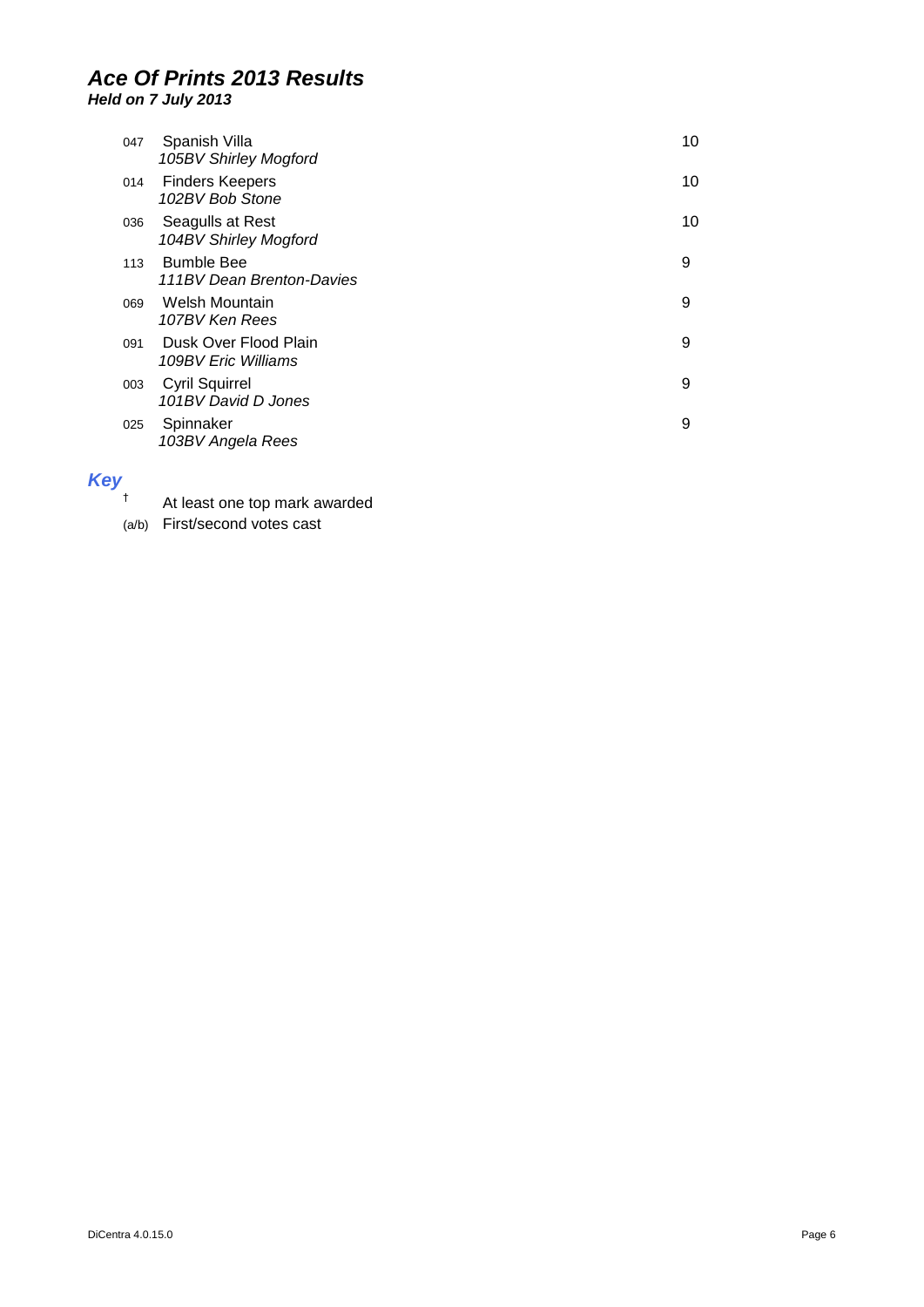## *Ace Of Prints 2013 Results*

***Held on 7 July 2013***

| | | |
|---|---|---|
| 047 | Spanish Villa<br>*105BV Shirley Mogford* | 10 |
| 014 | Finders Keepers<br>*102BV Bob Stone* | 10 |
| 036 | Seagulls at Rest<br>*104BV Shirley Mogford* | 10 |
| 113 | Bumble Bee<br>*111BV Dean Brenton-Davies* | 9 |
| 069 | Welsh Mountain<br>*107BV Ken Rees* | 9 |
| 091 | Dusk Over Flood Plain<br>*109BV Eric Williams* | 9 |
| 003 | Cyril Squirrel<br>*101BV David D Jones* | 9 |
| 025 | Spinnaker<br>*103BV Angela Rees* | 9 |

### *Key*

† At least one top mark awarded

(a/b) First/second votes cast